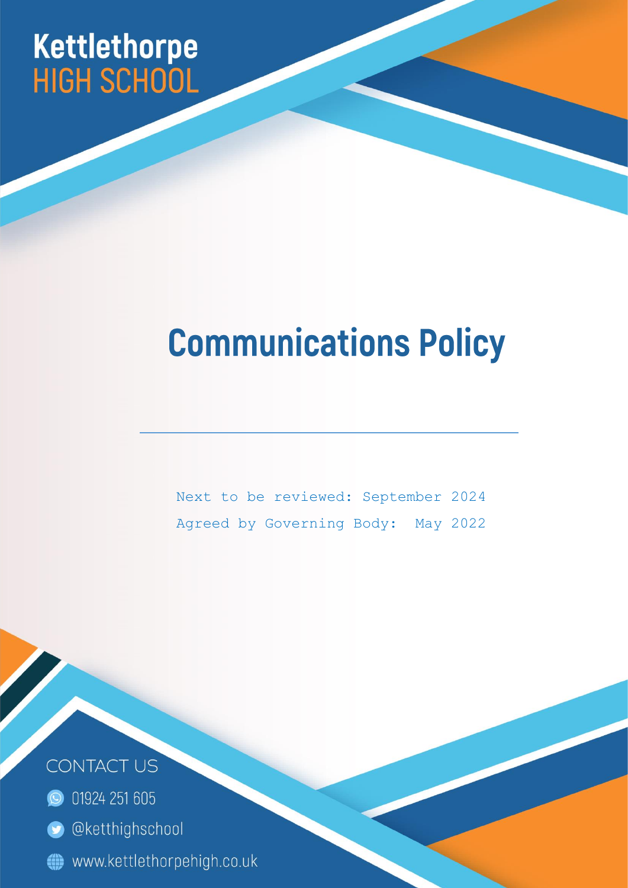Kettlethorpe
HIGH SCHOOL

# Communications Policy

Next to be reviewed: September 2024

Agreed by Governing Body: May 2022

CONTACT US

01924 251 605

@ketthighschool

www.kettlethorpehigh.co.uk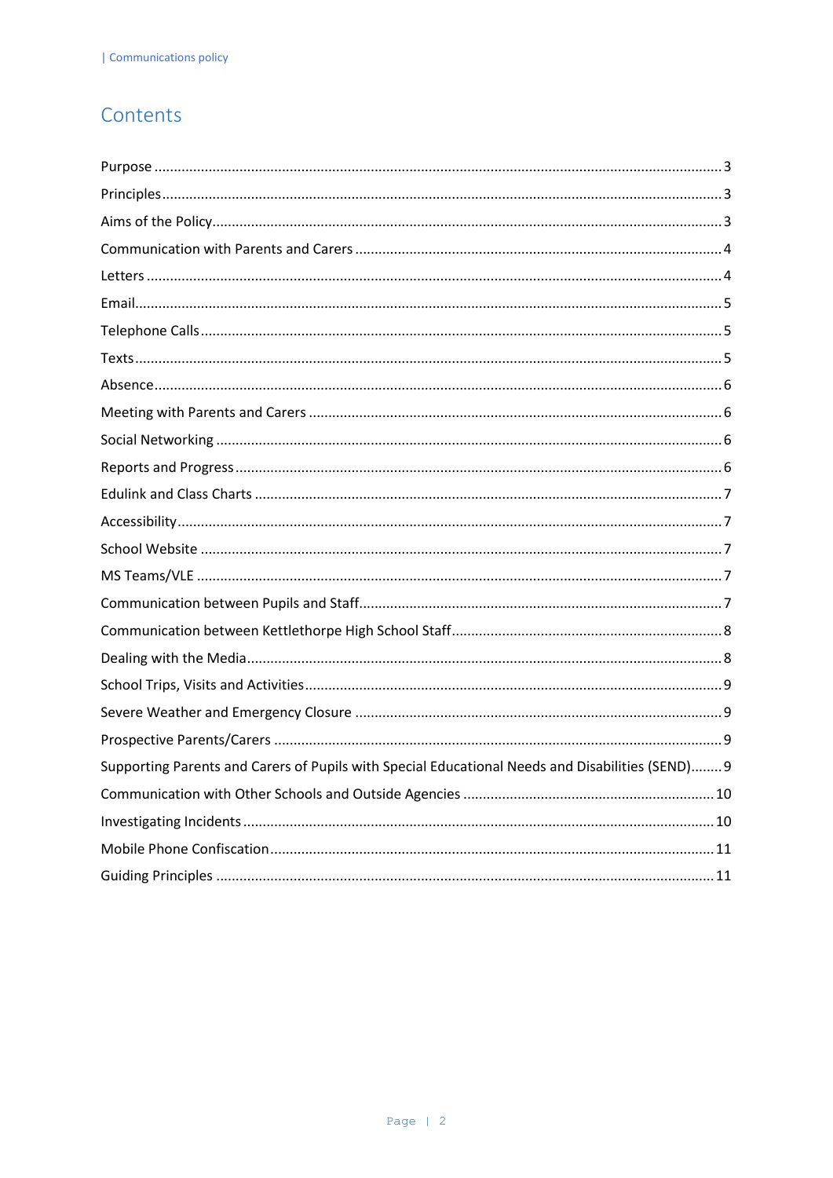# Contents

Purpose ........................................................................................................................................ 3

Principles ..................................................................................................................................... 3

Aims of the Policy ........................................................................................................................ 3

Communication with Parents and Carers ..................................................................................... 4

Letters ......................................................................................................................................... 4

Email ........................................................................................................................................... 5

Telephone Calls ........................................................................................................................... 5

Texts ............................................................................................................................................ 5

Absence ....................................................................................................................................... 6

Meeting with Parents and Carers ................................................................................................. 6

Social Networking ........................................................................................................................ 6

Reports and Progress ................................................................................................................... 6

Edulink and Class Charts ............................................................................................................. 7

Accessibility ................................................................................................................................. 7

School Website ............................................................................................................................ 7

MS Teams/VLE ............................................................................................................................. 7

Communication between Pupils and Staff .................................................................................... 7

Communication between Kettlethorpe High School Staff ............................................................. 8

Dealing with the Media ................................................................................................................ 8

School Trips, Visits and Activities ................................................................................................. 9

Severe Weather and Emergency Closure ..................................................................................... 9

Prospective Parents/Carers .......................................................................................................... 9

Supporting Parents and Carers of Pupils with Special Educational Needs and Disabilities (SEND) ........ 9

Communication with Other Schools and Outside Agencies ........................................................ 10

Investigating Incidents ............................................................................................................... 10

Mobile Phone Confiscation ........................................................................................................ 11

Guiding Principles ...................................................................................................................... 11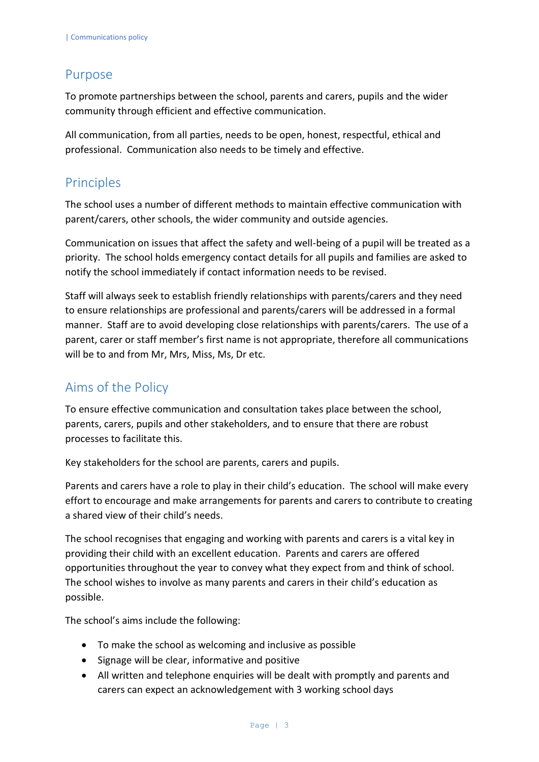## Purpose

To promote partnerships between the school, parents and carers, pupils and the wider community through efficient and effective communication.

All communication, from all parties, needs to be open, honest, respectful, ethical and professional. Communication also needs to be timely and effective.

## Principles

The school uses a number of different methods to maintain effective communication with parent/carers, other schools, the wider community and outside agencies.

Communication on issues that affect the safety and well-being of a pupil will be treated as a priority. The school holds emergency contact details for all pupils and families are asked to notify the school immediately if contact information needs to be revised.

Staff will always seek to establish friendly relationships with parents/carers and they need to ensure relationships are professional and parents/carers will be addressed in a formal manner. Staff are to avoid developing close relationships with parents/carers. The use of a parent, carer or staff member's first name is not appropriate, therefore all communications will be to and from Mr, Mrs, Miss, Ms, Dr etc.

## Aims of the Policy

To ensure effective communication and consultation takes place between the school, parents, carers, pupils and other stakeholders, and to ensure that there are robust processes to facilitate this.

Key stakeholders for the school are parents, carers and pupils.

Parents and carers have a role to play in their child's education. The school will make every effort to encourage and make arrangements for parents and carers to contribute to creating a shared view of their child's needs.

The school recognises that engaging and working with parents and carers is a vital key in providing their child with an excellent education. Parents and carers are offered opportunities throughout the year to convey what they expect from and think of school. The school wishes to involve as many parents and carers in their child's education as possible.

The school's aims include the following:

- To make the school as welcoming and inclusive as possible
- Signage will be clear, informative and positive
- All written and telephone enquiries will be dealt with promptly and parents and carers can expect an acknowledgement with 3 working school days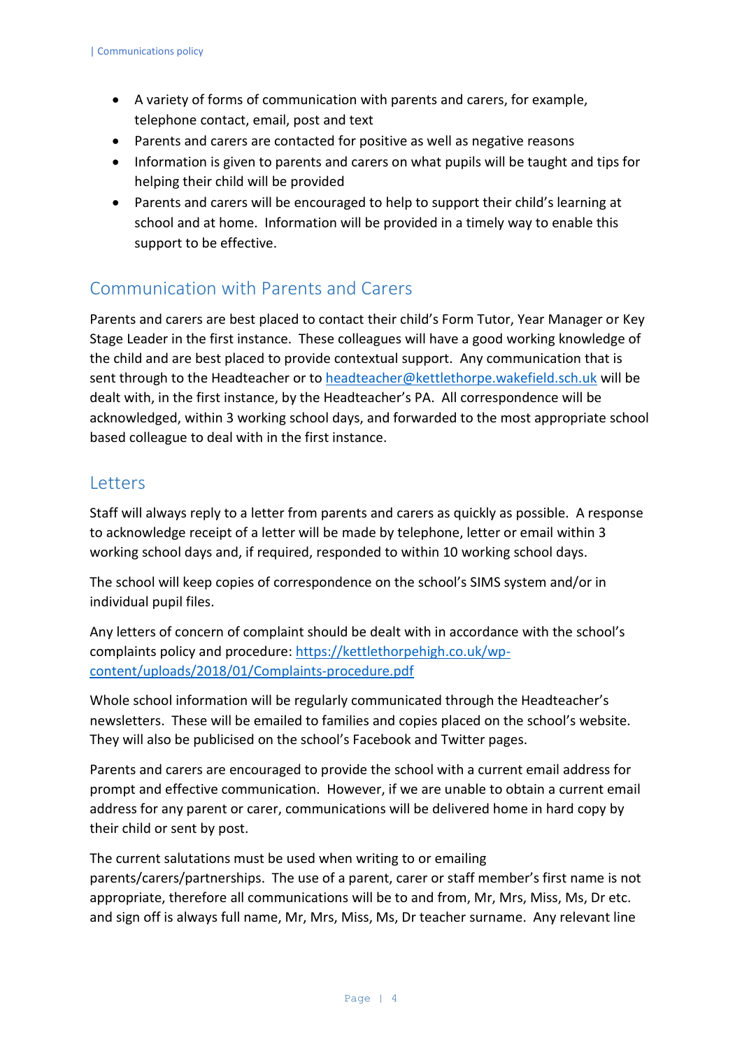- A variety of forms of communication with parents and carers, for example, telephone contact, email, post and text
- Parents and carers are contacted for positive as well as negative reasons
- Information is given to parents and carers on what pupils will be taught and tips for helping their child will be provided
- Parents and carers will be encouraged to help to support their child's learning at school and at home. Information will be provided in a timely way to enable this support to be effective.

## Communication with Parents and Carers

Parents and carers are best placed to contact their child's Form Tutor, Year Manager or Key Stage Leader in the first instance. These colleagues will have a good working knowledge of the child and are best placed to provide contextual support. Any communication that is sent through to the Headteacher or to headteacher@kettlethorpe.wakefield.sch.uk will be dealt with, in the first instance, by the Headteacher's PA. All correspondence will be acknowledged, within 3 working school days, and forwarded to the most appropriate school based colleague to deal with in the first instance.

## Letters

Staff will always reply to a letter from parents and carers as quickly as possible. A response to acknowledge receipt of a letter will be made by telephone, letter or email within 3 working school days and, if required, responded to within 10 working school days.

The school will keep copies of correspondence on the school's SIMS system and/or in individual pupil files.

Any letters of concern of complaint should be dealt with in accordance with the school's complaints policy and procedure: https://kettlethorpehigh.co.uk/wp-content/uploads/2018/01/Complaints-procedure.pdf

Whole school information will be regularly communicated through the Headteacher's newsletters. These will be emailed to families and copies placed on the school's website. They will also be publicised on the school's Facebook and Twitter pages.

Parents and carers are encouraged to provide the school with a current email address for prompt and effective communication. However, if we are unable to obtain a current email address for any parent or carer, communications will be delivered home in hard copy by their child or sent by post.

The current salutations must be used when writing to or emailing parents/carers/partnerships. The use of a parent, carer or staff member's first name is not appropriate, therefore all communications will be to and from, Mr, Mrs, Miss, Ms, Dr etc. and sign off is always full name, Mr, Mrs, Miss, Ms, Dr teacher surname. Any relevant line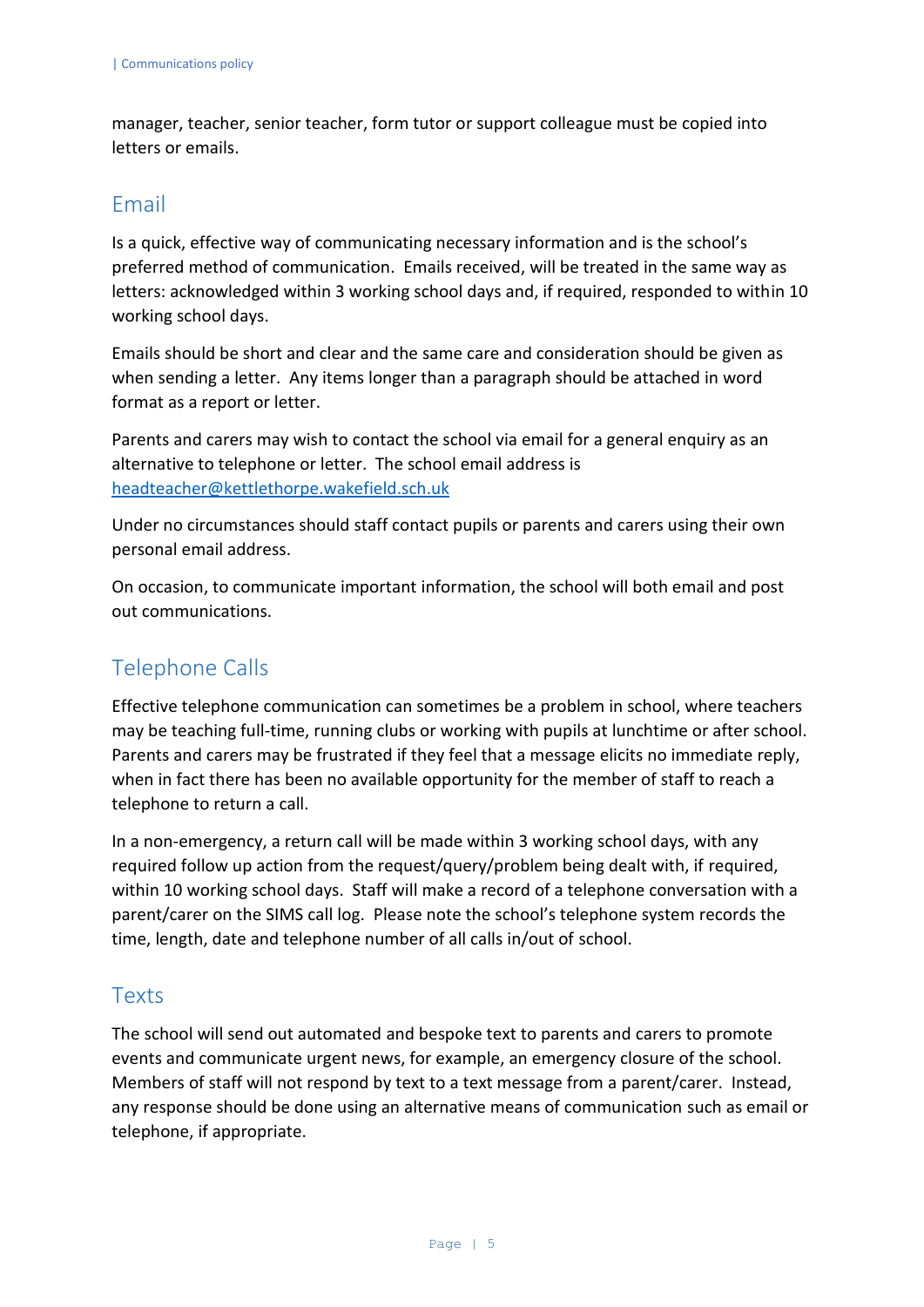manager, teacher, senior teacher, form tutor or support colleague must be copied into letters or emails.

## Email

Is a quick, effective way of communicating necessary information and is the school's preferred method of communication. Emails received, will be treated in the same way as letters: acknowledged within 3 working school days and, if required, responded to within 10 working school days.

Emails should be short and clear and the same care and consideration should be given as when sending a letter. Any items longer than a paragraph should be attached in word format as a report or letter.

Parents and carers may wish to contact the school via email for a general enquiry as an alternative to telephone or letter. The school email address is headteacher@kettlethorpe.wakefield.sch.uk

Under no circumstances should staff contact pupils or parents and carers using their own personal email address.

On occasion, to communicate important information, the school will both email and post out communications.

## Telephone Calls

Effective telephone communication can sometimes be a problem in school, where teachers may be teaching full-time, running clubs or working with pupils at lunchtime or after school. Parents and carers may be frustrated if they feel that a message elicits no immediate reply, when in fact there has been no available opportunity for the member of staff to reach a telephone to return a call.

In a non-emergency, a return call will be made within 3 working school days, with any required follow up action from the request/query/problem being dealt with, if required, within 10 working school days. Staff will make a record of a telephone conversation with a parent/carer on the SIMS call log. Please note the school's telephone system records the time, length, date and telephone number of all calls in/out of school.

## Texts

The school will send out automated and bespoke text to parents and carers to promote events and communicate urgent news, for example, an emergency closure of the school. Members of staff will not respond by text to a text message from a parent/carer. Instead, any response should be done using an alternative means of communication such as email or telephone, if appropriate.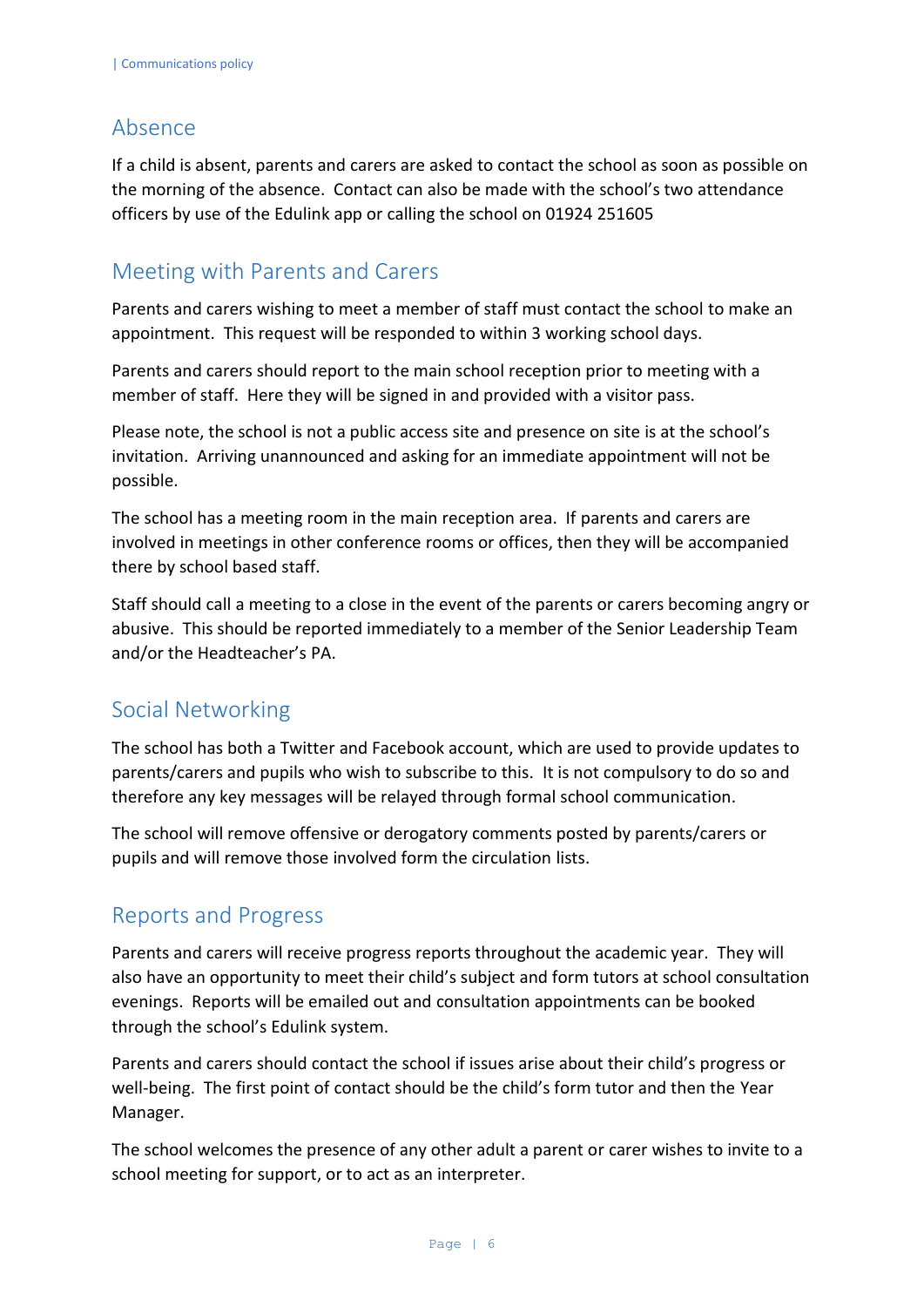## Absence

If a child is absent, parents and carers are asked to contact the school as soon as possible on the morning of the absence. Contact can also be made with the school's two attendance officers by use of the Edulink app or calling the school on 01924 251605

## Meeting with Parents and Carers

Parents and carers wishing to meet a member of staff must contact the school to make an appointment. This request will be responded to within 3 working school days.

Parents and carers should report to the main school reception prior to meeting with a member of staff. Here they will be signed in and provided with a visitor pass.

Please note, the school is not a public access site and presence on site is at the school's invitation. Arriving unannounced and asking for an immediate appointment will not be possible.

The school has a meeting room in the main reception area. If parents and carers are involved in meetings in other conference rooms or offices, then they will be accompanied there by school based staff.

Staff should call a meeting to a close in the event of the parents or carers becoming angry or abusive. This should be reported immediately to a member of the Senior Leadership Team and/or the Headteacher's PA.

## Social Networking

The school has both a Twitter and Facebook account, which are used to provide updates to parents/carers and pupils who wish to subscribe to this. It is not compulsory to do so and therefore any key messages will be relayed through formal school communication.

The school will remove offensive or derogatory comments posted by parents/carers or pupils and will remove those involved form the circulation lists.

## Reports and Progress

Parents and carers will receive progress reports throughout the academic year. They will also have an opportunity to meet their child's subject and form tutors at school consultation evenings. Reports will be emailed out and consultation appointments can be booked through the school's Edulink system.

Parents and carers should contact the school if issues arise about their child's progress or well-being. The first point of contact should be the child's form tutor and then the Year Manager.

The school welcomes the presence of any other adult a parent or carer wishes to invite to a school meeting for support, or to act as an interpreter.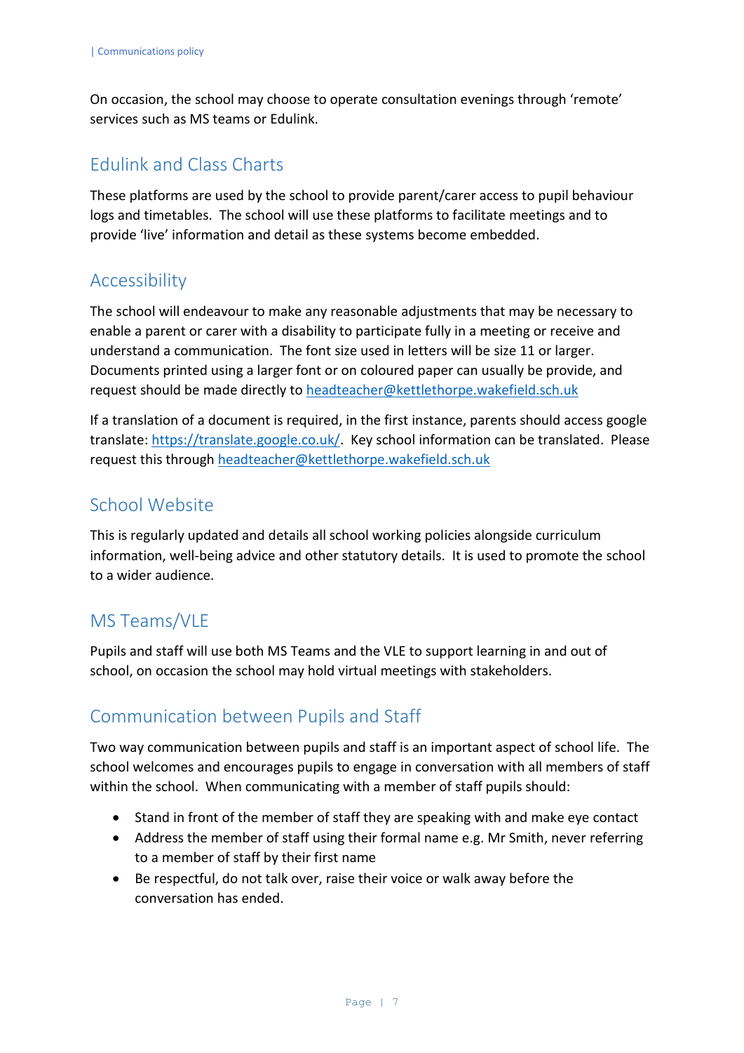On occasion, the school may choose to operate consultation evenings through 'remote' services such as MS teams or Edulink.

## Edulink and Class Charts

These platforms are used by the school to provide parent/carer access to pupil behaviour logs and timetables. The school will use these platforms to facilitate meetings and to provide 'live' information and detail as these systems become embedded.

## Accessibility

The school will endeavour to make any reasonable adjustments that may be necessary to enable a parent or carer with a disability to participate fully in a meeting or receive and understand a communication. The font size used in letters will be size 11 or larger. Documents printed using a larger font or on coloured paper can usually be provide, and request should be made directly to headteacher@kettlethorpe.wakefield.sch.uk

If a translation of a document is required, in the first instance, parents should access google translate: https://translate.google.co.uk/. Key school information can be translated. Please request this through headteacher@kettlethorpe.wakefield.sch.uk

## School Website

This is regularly updated and details all school working policies alongside curriculum information, well-being advice and other statutory details. It is used to promote the school to a wider audience.

## MS Teams/VLE

Pupils and staff will use both MS Teams and the VLE to support learning in and out of school, on occasion the school may hold virtual meetings with stakeholders.

## Communication between Pupils and Staff

Two way communication between pupils and staff is an important aspect of school life. The school welcomes and encourages pupils to engage in conversation with all members of staff within the school. When communicating with a member of staff pupils should:

- Stand in front of the member of staff they are speaking with and make eye contact
- Address the member of staff using their formal name e.g. Mr Smith, never referring to a member of staff by their first name
- Be respectful, do not talk over, raise their voice or walk away before the conversation has ended.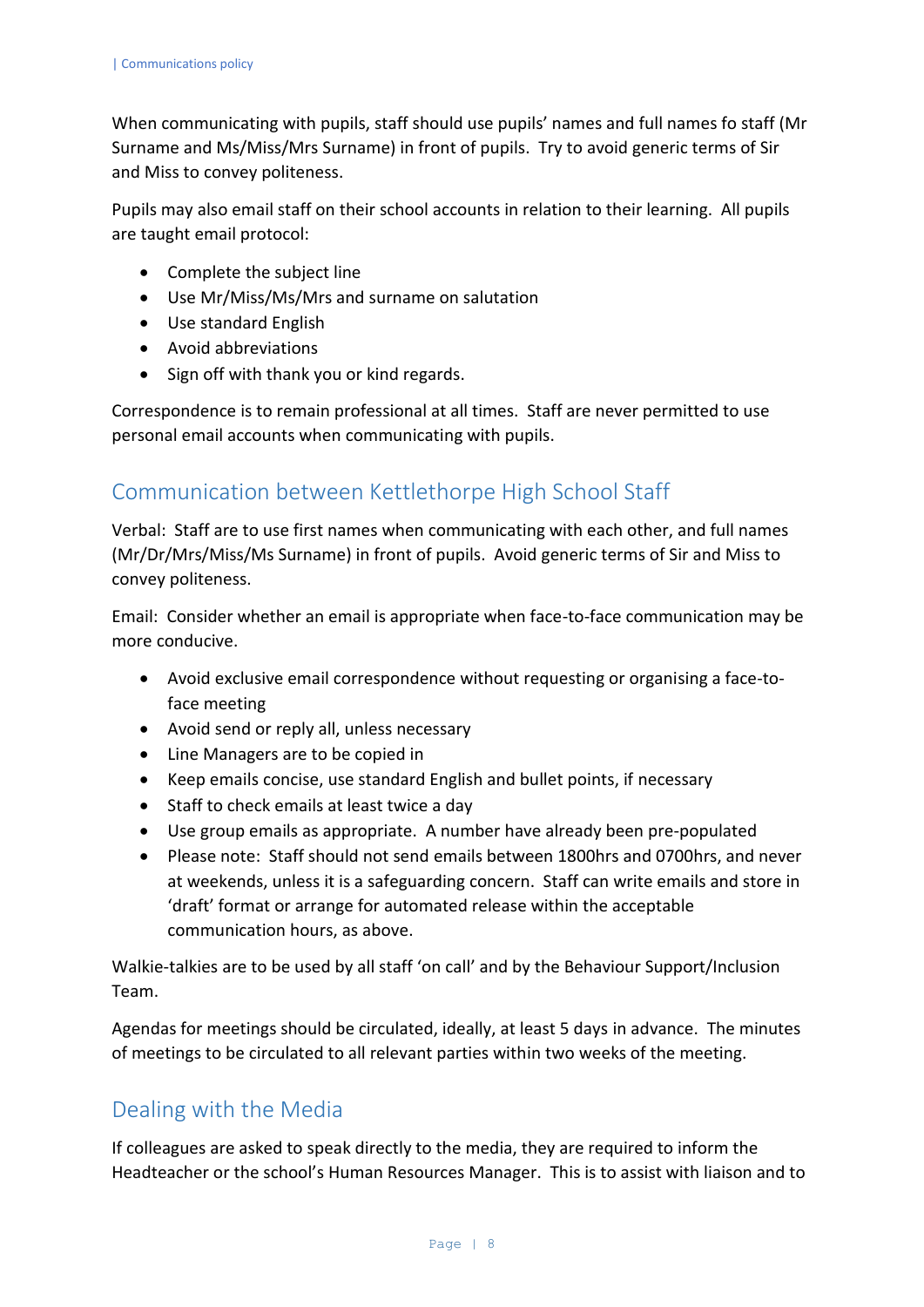When communicating with pupils, staff should use pupils' names and full names fo staff (Mr Surname and Ms/Miss/Mrs Surname) in front of pupils.  Try to avoid generic terms of Sir and Miss to convey politeness.

Pupils may also email staff on their school accounts in relation to their learning.  All pupils are taught email protocol:

- Complete the subject line
- Use Mr/Miss/Ms/Mrs and surname on salutation
- Use standard English
- Avoid abbreviations
- Sign off with thank you or kind regards.

Correspondence is to remain professional at all times.  Staff are never permitted to use personal email accounts when communicating with pupils.

## Communication between Kettlethorpe High School Staff

Verbal:  Staff are to use first names when communicating with each other, and full names (Mr/Dr/Mrs/Miss/Ms Surname) in front of pupils.  Avoid generic terms of Sir and Miss to convey politeness.

Email:  Consider whether an email is appropriate when face-to-face communication may be more conducive.

- Avoid exclusive email correspondence without requesting or organising a face-to-face meeting
- Avoid send or reply all, unless necessary
- Line Managers are to be copied in
- Keep emails concise, use standard English and bullet points, if necessary
- Staff to check emails at least twice a day
- Use group emails as appropriate.  A number have already been pre-populated
- Please note:  Staff should not send emails between 1800hrs and 0700hrs, and never at weekends, unless it is a safeguarding concern.  Staff can write emails and store in 'draft' format or arrange for automated release within the acceptable communication hours, as above.

Walkie-talkies are to be used by all staff 'on call' and by the Behaviour Support/Inclusion Team.

Agendas for meetings should be circulated, ideally, at least 5 days in advance.  The minutes of meetings to be circulated to all relevant parties within two weeks of the meeting.

## Dealing with the Media

If colleagues are asked to speak directly to the media, they are required to inform the Headteacher or the school's Human Resources Manager.  This is to assist with liaison and to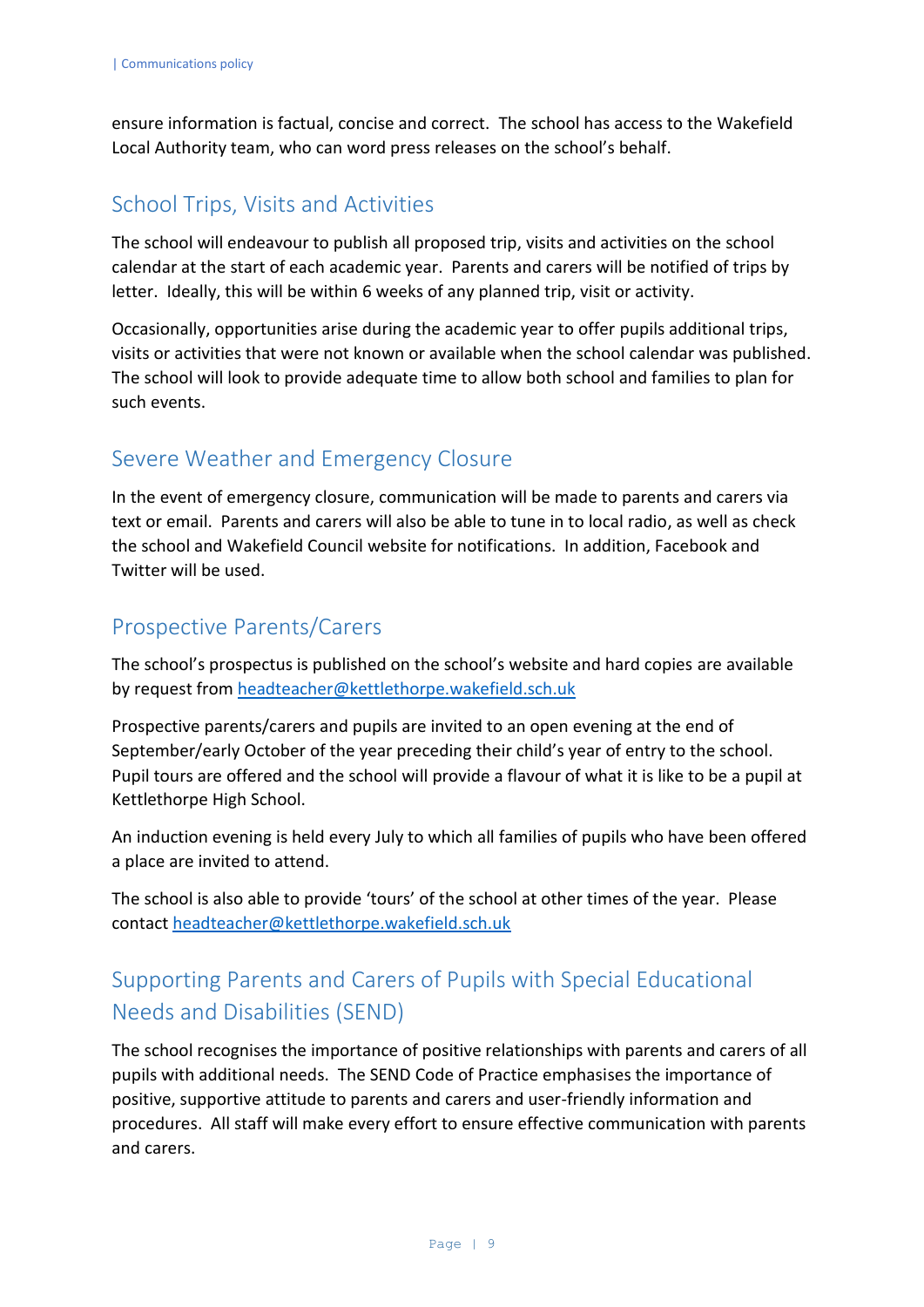ensure information is factual, concise and correct. The school has access to the Wakefield Local Authority team, who can word press releases on the school's behalf.

## School Trips, Visits and Activities

The school will endeavour to publish all proposed trip, visits and activities on the school calendar at the start of each academic year. Parents and carers will be notified of trips by letter. Ideally, this will be within 6 weeks of any planned trip, visit or activity.

Occasionally, opportunities arise during the academic year to offer pupils additional trips, visits or activities that were not known or available when the school calendar was published. The school will look to provide adequate time to allow both school and families to plan for such events.

## Severe Weather and Emergency Closure

In the event of emergency closure, communication will be made to parents and carers via text or email. Parents and carers will also be able to tune in to local radio, as well as check the school and Wakefield Council website for notifications. In addition, Facebook and Twitter will be used.

## Prospective Parents/Carers

The school's prospectus is published on the school's website and hard copies are available by request from headteacher@kettlethorpe.wakefield.sch.uk

Prospective parents/carers and pupils are invited to an open evening at the end of September/early October of the year preceding their child's year of entry to the school. Pupil tours are offered and the school will provide a flavour of what it is like to be a pupil at Kettlethorpe High School.

An induction evening is held every July to which all families of pupils who have been offered a place are invited to attend.

The school is also able to provide 'tours' of the school at other times of the year. Please contact headteacher@kettlethorpe.wakefield.sch.uk

## Supporting Parents and Carers of Pupils with Special Educational Needs and Disabilities (SEND)

The school recognises the importance of positive relationships with parents and carers of all pupils with additional needs. The SEND Code of Practice emphasises the importance of positive, supportive attitude to parents and carers and user-friendly information and procedures. All staff will make every effort to ensure effective communication with parents and carers.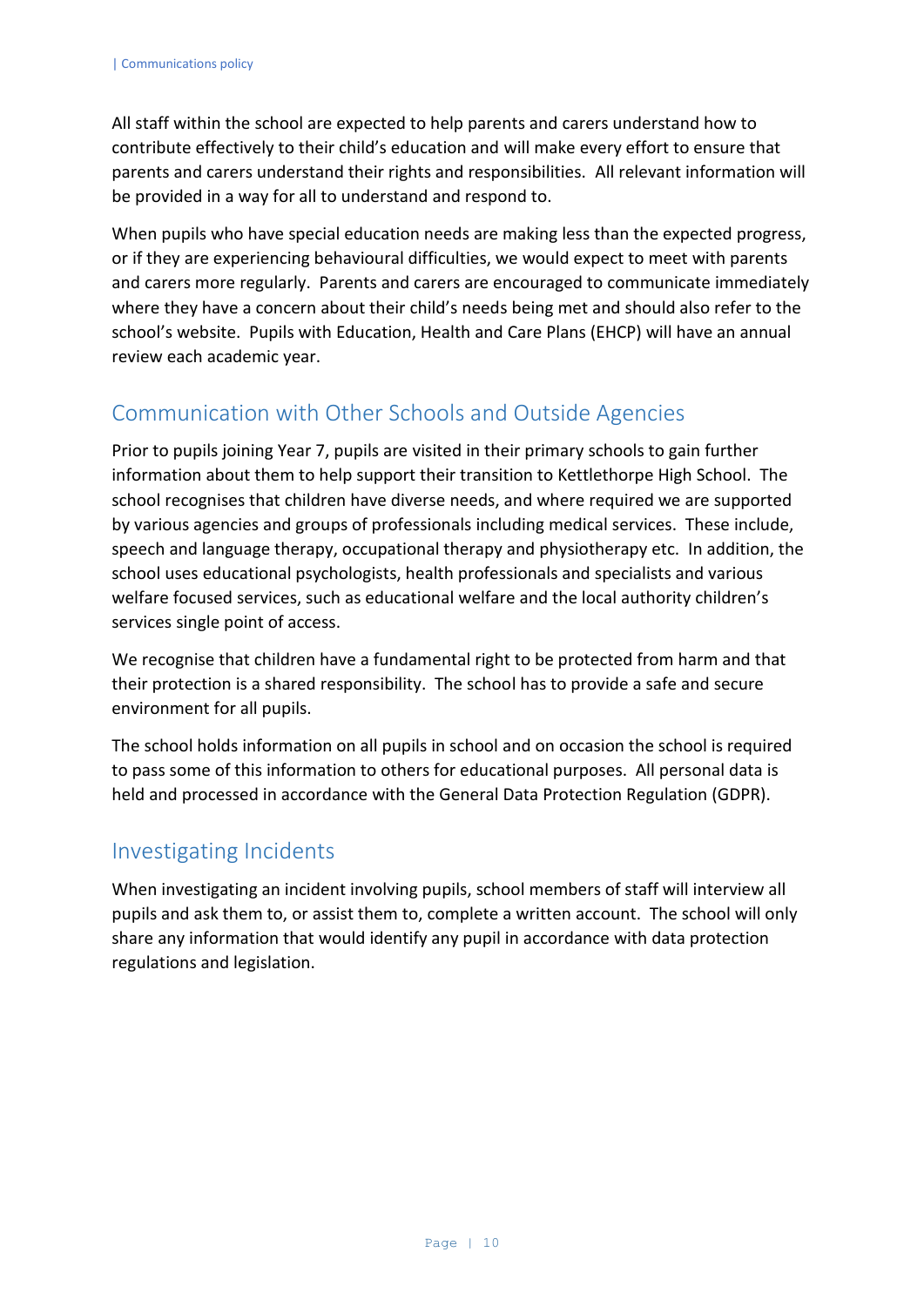All staff within the school are expected to help parents and carers understand how to contribute effectively to their child's education and will make every effort to ensure that parents and carers understand their rights and responsibilities. All relevant information will be provided in a way for all to understand and respond to.

When pupils who have special education needs are making less than the expected progress, or if they are experiencing behavioural difficulties, we would expect to meet with parents and carers more regularly. Parents and carers are encouraged to communicate immediately where they have a concern about their child's needs being met and should also refer to the school's website. Pupils with Education, Health and Care Plans (EHCP) will have an annual review each academic year.

## Communication with Other Schools and Outside Agencies

Prior to pupils joining Year 7, pupils are visited in their primary schools to gain further information about them to help support their transition to Kettlethorpe High School. The school recognises that children have diverse needs, and where required we are supported by various agencies and groups of professionals including medical services. These include, speech and language therapy, occupational therapy and physiotherapy etc. In addition, the school uses educational psychologists, health professionals and specialists and various welfare focused services, such as educational welfare and the local authority children's services single point of access.

We recognise that children have a fundamental right to be protected from harm and that their protection is a shared responsibility. The school has to provide a safe and secure environment for all pupils.

The school holds information on all pupils in school and on occasion the school is required to pass some of this information to others for educational purposes. All personal data is held and processed in accordance with the General Data Protection Regulation (GDPR).

## Investigating Incidents

When investigating an incident involving pupils, school members of staff will interview all pupils and ask them to, or assist them to, complete a written account. The school will only share any information that would identify any pupil in accordance with data protection regulations and legislation.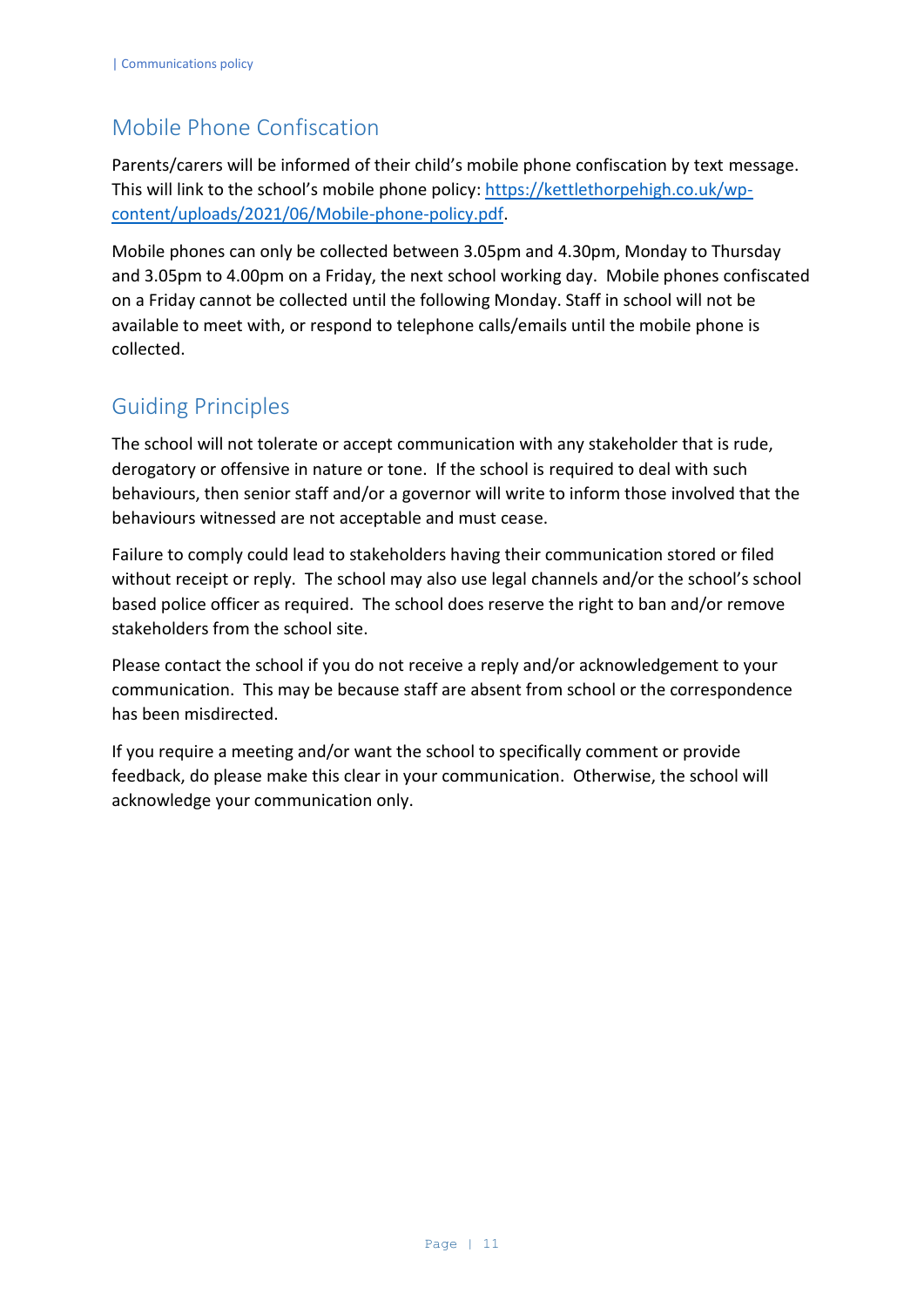## Mobile Phone Confiscation

Parents/carers will be informed of their child's mobile phone confiscation by text message. This will link to the school's mobile phone policy: [https://kettlethorpehigh.co.uk/wp-content/uploads/2021/06/Mobile-phone-policy.pdf](https://kettlethorpehigh.co.uk/wp-content/uploads/2021/06/Mobile-phone-policy.pdf).

Mobile phones can only be collected between 3.05pm and 4.30pm, Monday to Thursday and 3.05pm to 4.00pm on a Friday, the next school working day. Mobile phones confiscated on a Friday cannot be collected until the following Monday. Staff in school will not be available to meet with, or respond to telephone calls/emails until the mobile phone is collected.

## Guiding Principles

The school will not tolerate or accept communication with any stakeholder that is rude, derogatory or offensive in nature or tone. If the school is required to deal with such behaviours, then senior staff and/or a governor will write to inform those involved that the behaviours witnessed are not acceptable and must cease.

Failure to comply could lead to stakeholders having their communication stored or filed without receipt or reply. The school may also use legal channels and/or the school's school based police officer as required. The school does reserve the right to ban and/or remove stakeholders from the school site.

Please contact the school if you do not receive a reply and/or acknowledgement to your communication. This may be because staff are absent from school or the correspondence has been misdirected.

If you require a meeting and/or want the school to specifically comment or provide feedback, do please make this clear in your communication. Otherwise, the school will acknowledge your communication only.